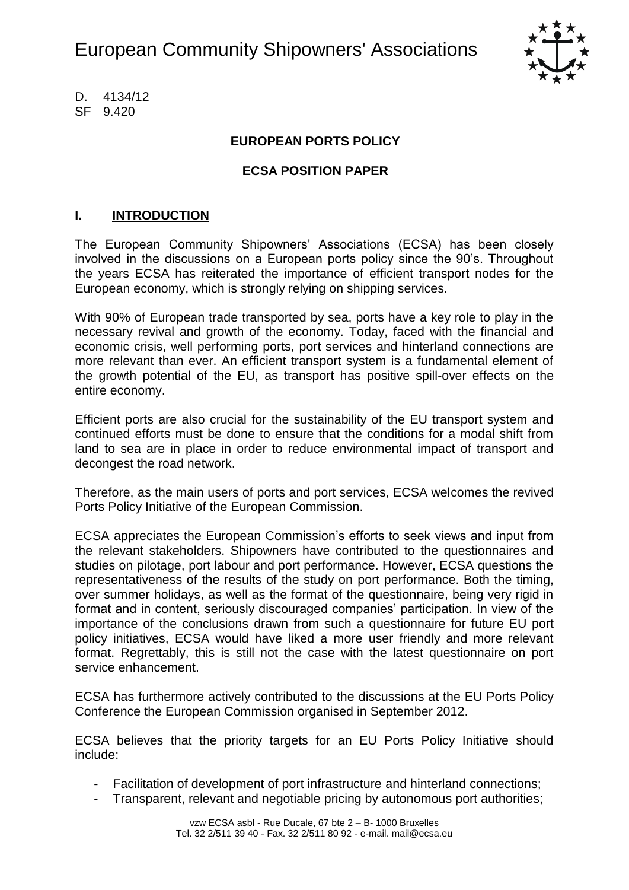# European Community Shipowners' Associations

D. 4134/12
SF 9.420

**EUROPEAN PORTS POLICY**

**ECSA POSITION PAPER**

## I. INTRODUCTION

The European Community Shipowners' Associations (ECSA) has been closely involved in the discussions on a European ports policy since the 90's. Throughout the years ECSA has reiterated the importance of efficient transport nodes for the European economy, which is strongly relying on shipping services.

With 90% of European trade transported by sea, ports have a key role to play in the necessary revival and growth of the economy. Today, faced with the financial and economic crisis, well performing ports, port services and hinterland connections are more relevant than ever. An efficient transport system is a fundamental element of the growth potential of the EU, as transport has positive spill-over effects on the entire economy.

Efficient ports are also crucial for the sustainability of the EU transport system and continued efforts must be done to ensure that the conditions for a modal shift from land to sea are in place in order to reduce environmental impact of transport and decongest the road network.

Therefore, as the main users of ports and port services, ECSA welcomes the revived Ports Policy Initiative of the European Commission.

ECSA appreciates the European Commission's efforts to seek views and input from the relevant stakeholders. Shipowners have contributed to the questionnaires and studies on pilotage, port labour and port performance. However, ECSA questions the representativeness of the results of the study on port performance. Both the timing, over summer holidays, as well as the format of the questionnaire, being very rigid in format and in content, seriously discouraged companies' participation. In view of the importance of the conclusions drawn from such a questionnaire for future EU port policy initiatives, ECSA would have liked a more user friendly and more relevant format. Regrettably, this is still not the case with the latest questionnaire on port service enhancement.

ECSA has furthermore actively contributed to the discussions at the EU Ports Policy Conference the European Commission organised in September 2012.

ECSA believes that the priority targets for an EU Ports Policy Initiative should include:

- Facilitation of development of port infrastructure and hinterland connections;
- Transparent, relevant and negotiable pricing by autonomous port authorities;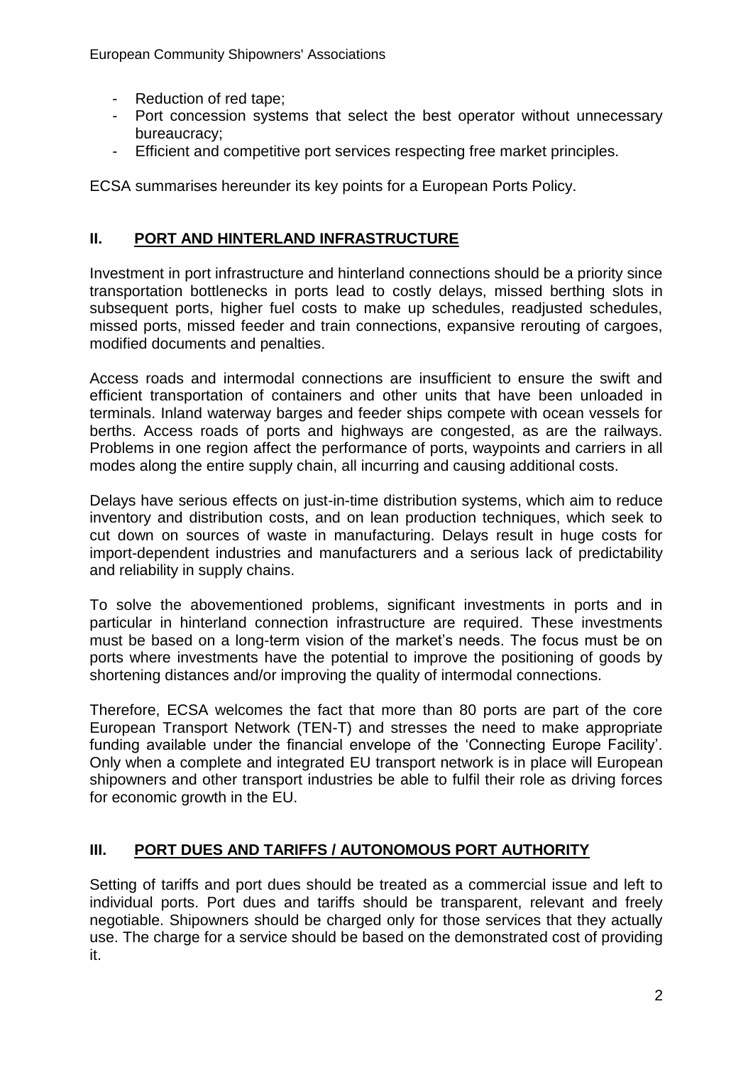- Reduction of red tape;
- Port concession systems that select the best operator without unnecessary bureaucracy;
- Efficient and competitive port services respecting free market principles.

ECSA summarises hereunder its key points for a European Ports Policy.

## II. PORT AND HINTERLAND INFRASTRUCTURE

Investment in port infrastructure and hinterland connections should be a priority since transportation bottlenecks in ports lead to costly delays, missed berthing slots in subsequent ports, higher fuel costs to make up schedules, readjusted schedules, missed ports, missed feeder and train connections, expansive rerouting of cargoes, modified documents and penalties.

Access roads and intermodal connections are insufficient to ensure the swift and efficient transportation of containers and other units that have been unloaded in terminals. Inland waterway barges and feeder ships compete with ocean vessels for berths. Access roads of ports and highways are congested, as are the railways. Problems in one region affect the performance of ports, waypoints and carriers in all modes along the entire supply chain, all incurring and causing additional costs.

Delays have serious effects on just-in-time distribution systems, which aim to reduce inventory and distribution costs, and on lean production techniques, which seek to cut down on sources of waste in manufacturing. Delays result in huge costs for import-dependent industries and manufacturers and a serious lack of predictability and reliability in supply chains.

To solve the abovementioned problems, significant investments in ports and in particular in hinterland connection infrastructure are required. These investments must be based on a long-term vision of the market's needs. The focus must be on ports where investments have the potential to improve the positioning of goods by shortening distances and/or improving the quality of intermodal connections.

Therefore, ECSA welcomes the fact that more than 80 ports are part of the core European Transport Network (TEN-T) and stresses the need to make appropriate funding available under the financial envelope of the 'Connecting Europe Facility'. Only when a complete and integrated EU transport network is in place will European shipowners and other transport industries be able to fulfil their role as driving forces for economic growth in the EU.

## III. PORT DUES AND TARIFFS / AUTONOMOUS PORT AUTHORITY

Setting of tariffs and port dues should be treated as a commercial issue and left to individual ports. Port dues and tariffs should be transparent, relevant and freely negotiable. Shipowners should be charged only for those services that they actually use. The charge for a service should be based on the demonstrated cost of providing it.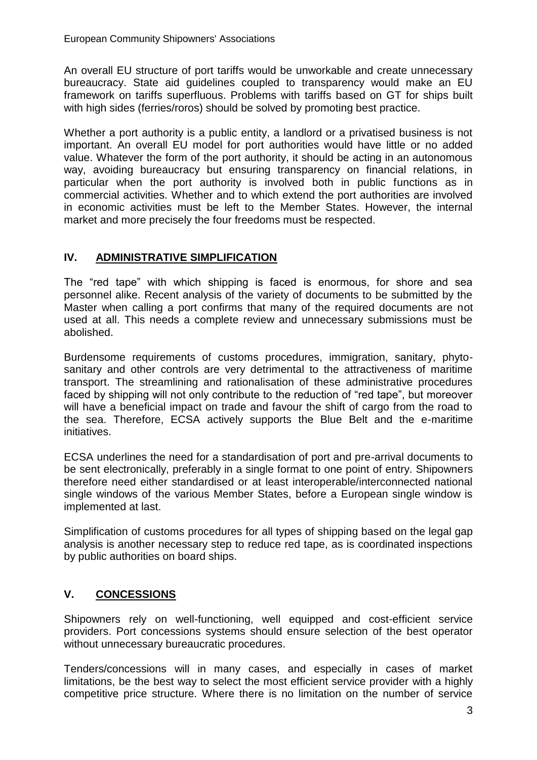An overall EU structure of port tariffs would be unworkable and create unnecessary bureaucracy. State aid guidelines coupled to transparency would make an EU framework on tariffs superfluous. Problems with tariffs based on GT for ships built with high sides (ferries/roros) should be solved by promoting best practice.

Whether a port authority is a public entity, a landlord or a privatised business is not important. An overall EU model for port authorities would have little or no added value. Whatever the form of the port authority, it should be acting in an autonomous way, avoiding bureaucracy but ensuring transparency on financial relations, in particular when the port authority is involved both in public functions as in commercial activities. Whether and to which extend the port authorities are involved in economic activities must be left to the Member States. However, the internal market and more precisely the four freedoms must be respected.

## IV. ADMINISTRATIVE SIMPLIFICATION

The "red tape" with which shipping is faced is enormous, for shore and sea personnel alike. Recent analysis of the variety of documents to be submitted by the Master when calling a port confirms that many of the required documents are not used at all. This needs a complete review and unnecessary submissions must be abolished.

Burdensome requirements of customs procedures, immigration, sanitary, phyto-sanitary and other controls are very detrimental to the attractiveness of maritime transport. The streamlining and rationalisation of these administrative procedures faced by shipping will not only contribute to the reduction of "red tape", but moreover will have a beneficial impact on trade and favour the shift of cargo from the road to the sea. Therefore, ECSA actively supports the Blue Belt and the e-maritime initiatives.

ECSA underlines the need for a standardisation of port and pre-arrival documents to be sent electronically, preferably in a single format to one point of entry. Shipowners therefore need either standardised or at least interoperable/interconnected national single windows of the various Member States, before a European single window is implemented at last.

Simplification of customs procedures for all types of shipping based on the legal gap analysis is another necessary step to reduce red tape, as is coordinated inspections by public authorities on board ships.

## V. CONCESSIONS

Shipowners rely on well-functioning, well equipped and cost-efficient service providers. Port concessions systems should ensure selection of the best operator without unnecessary bureaucratic procedures.

Tenders/concessions will in many cases, and especially in cases of market limitations, be the best way to select the most efficient service provider with a highly competitive price structure. Where there is no limitation on the number of service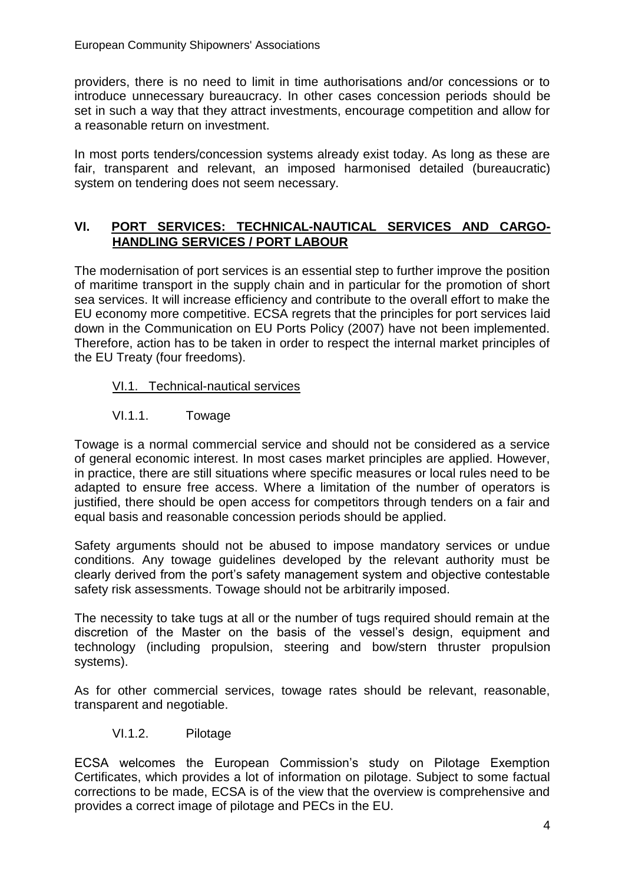providers, there is no need to limit in time authorisations and/or concessions or to introduce unnecessary bureaucracy. In other cases concession periods should be set in such a way that they attract investments, encourage competition and allow for a reasonable return on investment.

In most ports tenders/concession systems already exist today. As long as these are fair, transparent and relevant, an imposed harmonised detailed (bureaucratic) system on tendering does not seem necessary.

## VI. PORT SERVICES: TECHNICAL-NAUTICAL SERVICES AND CARGO-HANDLING SERVICES / PORT LABOUR

The modernisation of port services is an essential step to further improve the position of maritime transport in the supply chain and in particular for the promotion of short sea services. It will increase efficiency and contribute to the overall effort to make the EU economy more competitive. ECSA regrets that the principles for port services laid down in the Communication on EU Ports Policy (2007) have not been implemented. Therefore, action has to be taken in order to respect the internal market principles of the EU Treaty (four freedoms).

### VI.1. Technical-nautical services

#### VI.1.1. Towage

Towage is a normal commercial service and should not be considered as a service of general economic interest. In most cases market principles are applied. However, in practice, there are still situations where specific measures or local rules need to be adapted to ensure free access. Where a limitation of the number of operators is justified, there should be open access for competitors through tenders on a fair and equal basis and reasonable concession periods should be applied.

Safety arguments should not be abused to impose mandatory services or undue conditions. Any towage guidelines developed by the relevant authority must be clearly derived from the port's safety management system and objective contestable safety risk assessments. Towage should not be arbitrarily imposed.

The necessity to take tugs at all or the number of tugs required should remain at the discretion of the Master on the basis of the vessel's design, equipment and technology (including propulsion, steering and bow/stern thruster propulsion systems).

As for other commercial services, towage rates should be relevant, reasonable, transparent and negotiable.

#### VI.1.2. Pilotage

ECSA welcomes the European Commission's study on Pilotage Exemption Certificates, which provides a lot of information on pilotage. Subject to some factual corrections to be made, ECSA is of the view that the overview is comprehensive and provides a correct image of pilotage and PECs in the EU.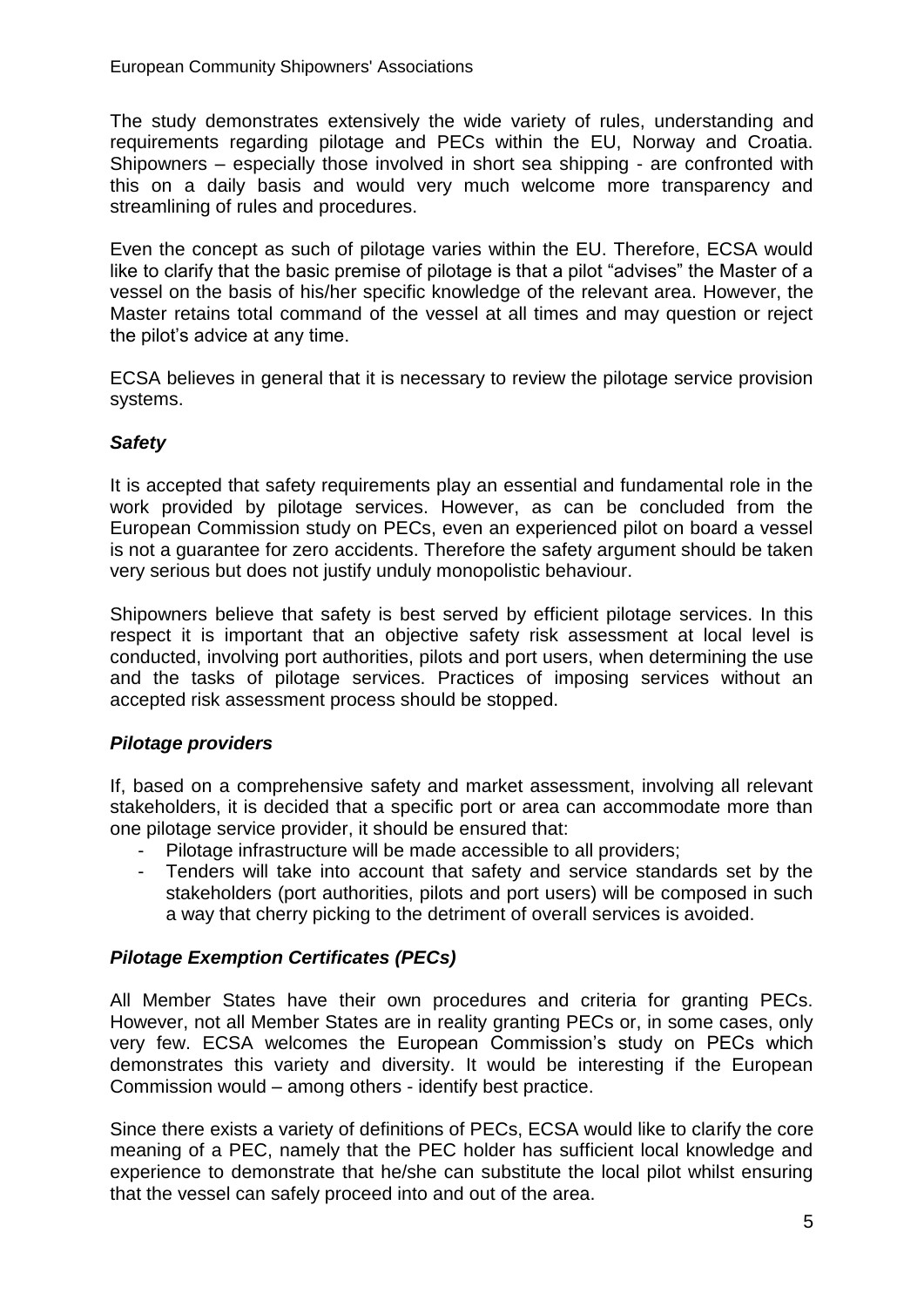The study demonstrates extensively the wide variety of rules, understanding and requirements regarding pilotage and PECs within the EU, Norway and Croatia. Shipowners – especially those involved in short sea shipping - are confronted with this on a daily basis and would very much welcome more transparency and streamlining of rules and procedures.

Even the concept as such of pilotage varies within the EU. Therefore, ECSA would like to clarify that the basic premise of pilotage is that a pilot "advises" the Master of a vessel on the basis of his/her specific knowledge of the relevant area. However, the Master retains total command of the vessel at all times and may question or reject the pilot's advice at any time.

ECSA believes in general that it is necessary to review the pilotage service provision systems.

### *Safety*

It is accepted that safety requirements play an essential and fundamental role in the work provided by pilotage services. However, as can be concluded from the European Commission study on PECs, even an experienced pilot on board a vessel is not a guarantee for zero accidents. Therefore the safety argument should be taken very serious but does not justify unduly monopolistic behaviour.

Shipowners believe that safety is best served by efficient pilotage services. In this respect it is important that an objective safety risk assessment at local level is conducted, involving port authorities, pilots and port users, when determining the use and the tasks of pilotage services. Practices of imposing services without an accepted risk assessment process should be stopped.

### *Pilotage providers*

If, based on a comprehensive safety and market assessment, involving all relevant stakeholders, it is decided that a specific port or area can accommodate more than one pilotage service provider, it should be ensured that:

- Pilotage infrastructure will be made accessible to all providers;
- Tenders will take into account that safety and service standards set by the stakeholders (port authorities, pilots and port users) will be composed in such a way that cherry picking to the detriment of overall services is avoided.

### *Pilotage Exemption Certificates (PECs)*

All Member States have their own procedures and criteria for granting PECs. However, not all Member States are in reality granting PECs or, in some cases, only very few. ECSA welcomes the European Commission's study on PECs which demonstrates this variety and diversity. It would be interesting if the European Commission would – among others - identify best practice.

Since there exists a variety of definitions of PECs, ECSA would like to clarify the core meaning of a PEC, namely that the PEC holder has sufficient local knowledge and experience to demonstrate that he/she can substitute the local pilot whilst ensuring that the vessel can safely proceed into and out of the area.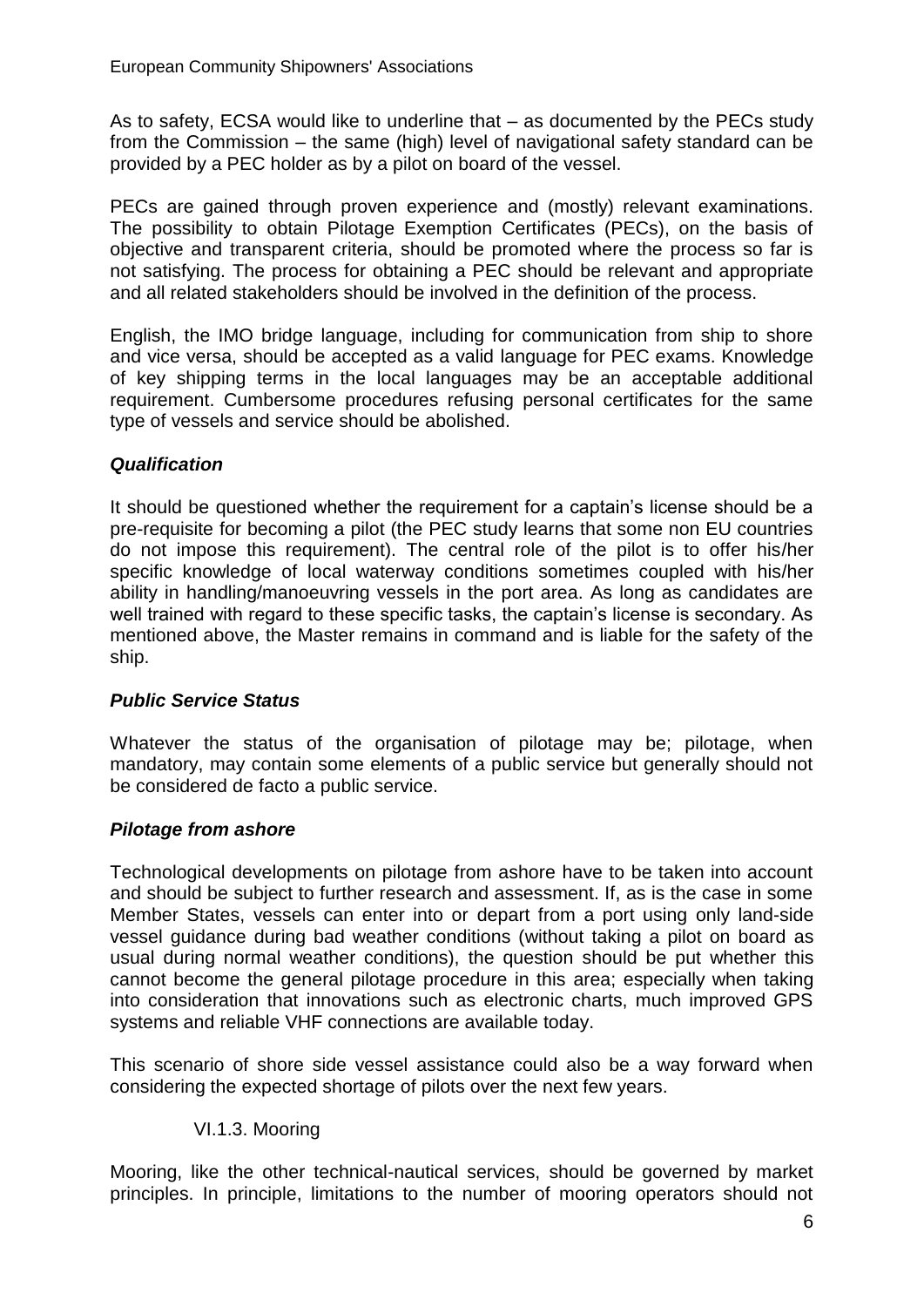As to safety, ECSA would like to underline that – as documented by the PECs study from the Commission – the same (high) level of navigational safety standard can be provided by a PEC holder as by a pilot on board of the vessel.

PECs are gained through proven experience and (mostly) relevant examinations. The possibility to obtain Pilotage Exemption Certificates (PECs), on the basis of objective and transparent criteria, should be promoted where the process so far is not satisfying. The process for obtaining a PEC should be relevant and appropriate and all related stakeholders should be involved in the definition of the process.

English, the IMO bridge language, including for communication from ship to shore and vice versa, should be accepted as a valid language for PEC exams. Knowledge of key shipping terms in the local languages may be an acceptable additional requirement. Cumbersome procedures refusing personal certificates for the same type of vessels and service should be abolished.

#### *Qualification*

It should be questioned whether the requirement for a captain's license should be a pre-requisite for becoming a pilot (the PEC study learns that some non EU countries do not impose this requirement). The central role of the pilot is to offer his/her specific knowledge of local waterway conditions sometimes coupled with his/her ability in handling/manoeuvring vessels in the port area. As long as candidates are well trained with regard to these specific tasks, the captain's license is secondary. As mentioned above, the Master remains in command and is liable for the safety of the ship.

#### *Public Service Status*

Whatever the status of the organisation of pilotage may be; pilotage, when mandatory, may contain some elements of a public service but generally should not be considered de facto a public service.

#### *Pilotage from ashore*

Technological developments on pilotage from ashore have to be taken into account and should be subject to further research and assessment. If, as is the case in some Member States, vessels can enter into or depart from a port using only land-side vessel guidance during bad weather conditions (without taking a pilot on board as usual during normal weather conditions), the question should be put whether this cannot become the general pilotage procedure in this area; especially when taking into consideration that innovations such as electronic charts, much improved GPS systems and reliable VHF connections are available today.

This scenario of shore side vessel assistance could also be a way forward when considering the expected shortage of pilots over the next few years.

### VI.1.3. Mooring

Mooring, like the other technical-nautical services, should be governed by market principles. In principle, limitations to the number of mooring operators should not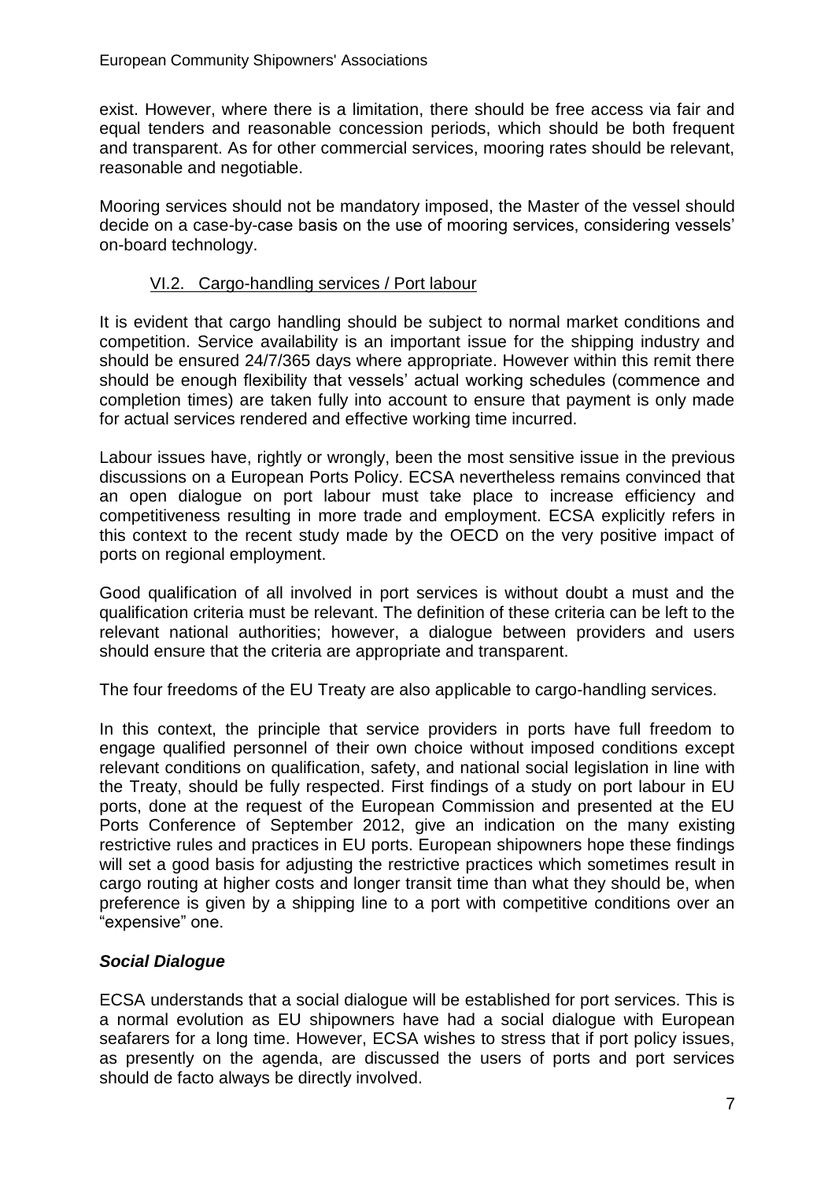exist. However, where there is a limitation, there should be free access via fair and equal tenders and reasonable concession periods, which should be both frequent and transparent. As for other commercial services, mooring rates should be relevant, reasonable and negotiable.

Mooring services should not be mandatory imposed, the Master of the vessel should decide on a case-by-case basis on the use of mooring services, considering vessels' on-board technology.

### VI.2. Cargo-handling services / Port labour

It is evident that cargo handling should be subject to normal market conditions and competition. Service availability is an important issue for the shipping industry and should be ensured 24/7/365 days where appropriate. However within this remit there should be enough flexibility that vessels' actual working schedules (commence and completion times) are taken fully into account to ensure that payment is only made for actual services rendered and effective working time incurred.

Labour issues have, rightly or wrongly, been the most sensitive issue in the previous discussions on a European Ports Policy. ECSA nevertheless remains convinced that an open dialogue on port labour must take place to increase efficiency and competitiveness resulting in more trade and employment. ECSA explicitly refers in this context to the recent study made by the OECD on the very positive impact of ports on regional employment.

Good qualification of all involved in port services is without doubt a must and the qualification criteria must be relevant. The definition of these criteria can be left to the relevant national authorities; however, a dialogue between providers and users should ensure that the criteria are appropriate and transparent.

The four freedoms of the EU Treaty are also applicable to cargo-handling services.

In this context, the principle that service providers in ports have full freedom to engage qualified personnel of their own choice without imposed conditions except relevant conditions on qualification, safety, and national social legislation in line with the Treaty, should be fully respected. First findings of a study on port labour in EU ports, done at the request of the European Commission and presented at the EU Ports Conference of September 2012, give an indication on the many existing restrictive rules and practices in EU ports. European shipowners hope these findings will set a good basis for adjusting the restrictive practices which sometimes result in cargo routing at higher costs and longer transit time than what they should be, when preference is given by a shipping line to a port with competitive conditions over an "expensive" one.

### ***Social Dialogue***

ECSA understands that a social dialogue will be established for port services. This is a normal evolution as EU shipowners have had a social dialogue with European seafarers for a long time. However, ECSA wishes to stress that if port policy issues, as presently on the agenda, are discussed the users of ports and port services should de facto always be directly involved.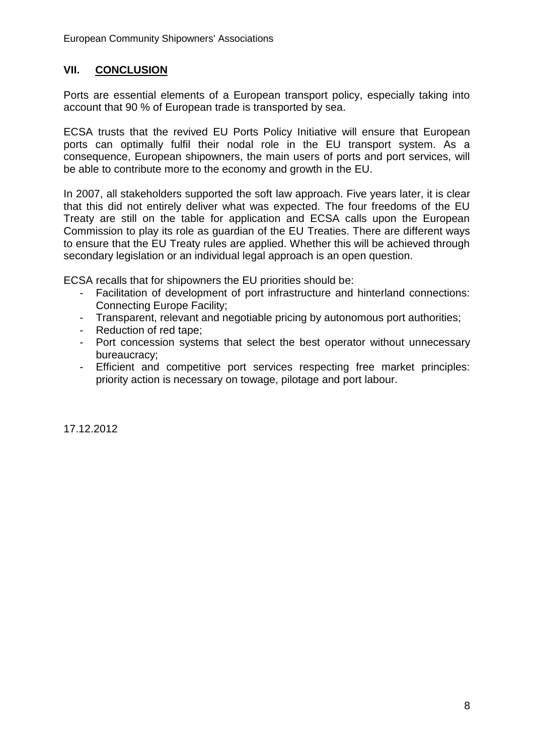## VII. CONCLUSION

Ports are essential elements of a European transport policy, especially taking into account that 90 % of European trade is transported by sea.

ECSA trusts that the revived EU Ports Policy Initiative will ensure that European ports can optimally fulfil their nodal role in the EU transport system. As a consequence, European shipowners, the main users of ports and port services, will be able to contribute more to the economy and growth in the EU.

In 2007, all stakeholders supported the soft law approach. Five years later, it is clear that this did not entirely deliver what was expected. The four freedoms of the EU Treaty are still on the table for application and ECSA calls upon the European Commission to play its role as guardian of the EU Treaties. There are different ways to ensure that the EU Treaty rules are applied. Whether this will be achieved through secondary legislation or an individual legal approach is an open question.

ECSA recalls that for shipowners the EU priorities should be:

- Facilitation of development of port infrastructure and hinterland connections: Connecting Europe Facility;
- Transparent, relevant and negotiable pricing by autonomous port authorities;
- Reduction of red tape;
- Port concession systems that select the best operator without unnecessary bureaucracy;
- Efficient and competitive port services respecting free market principles: priority action is necessary on towage, pilotage and port labour.

17.12.2012